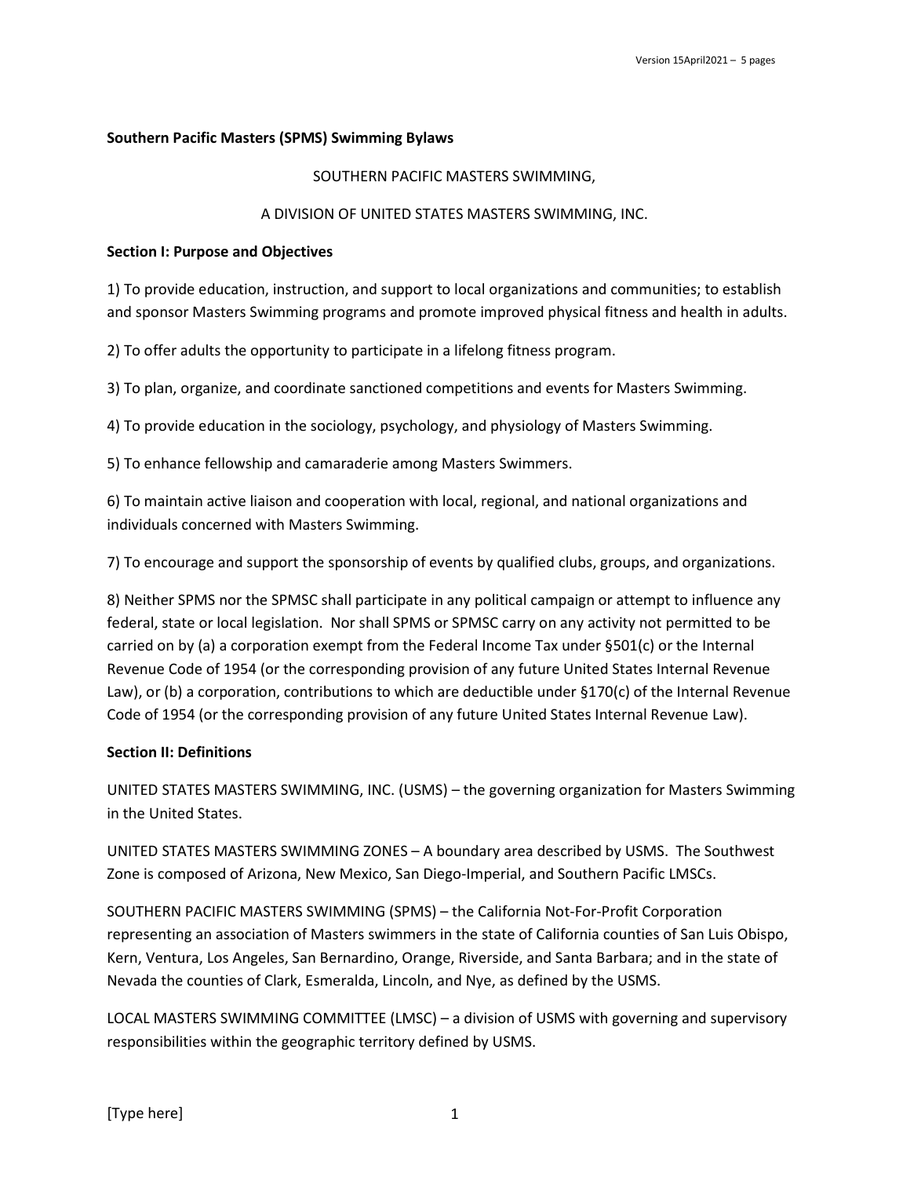**Southern Pacific Masters (SPMS) Swimming Bylaws**

SOUTHERN PACIFIC MASTERS SWIMMING,

A DIVISION OF UNITED STATES MASTERS SWIMMING, INC.

**Section I: Purpose and Objectives**

1) To provide education, instruction, and support to local organizations and communities; to establish and sponsor Masters Swimming programs and promote improved physical fitness and health in adults.

2) To offer adults the opportunity to participate in a lifelong fitness program.

3) To plan, organize, and coordinate sanctioned competitions and events for Masters Swimming.

4) To provide education in the sociology, psychology, and physiology of Masters Swimming.

5) To enhance fellowship and camaraderie among Masters Swimmers.

6) To maintain active liaison and cooperation with local, regional, and national organizations and individuals concerned with Masters Swimming.

7) To encourage and support the sponsorship of events by qualified clubs, groups, and organizations.

8) Neither SPMS nor the SPMSC shall participate in any political campaign or attempt to influence any federal, state or local legislation. Nor shall SPMS or SPMSC carry on any activity not permitted to be carried on by (a) a corporation exempt from the Federal Income Tax under §501(c) or the Internal Revenue Code of 1954 (or the corresponding provision of any future United States Internal Revenue Law), or (b) a corporation, contributions to which are deductible under §170(c) of the Internal Revenue Code of 1954 (or the corresponding provision of any future United States Internal Revenue Law).

**Section II: Definitions**

UNITED STATES MASTERS SWIMMING, INC. (USMS) – the governing organization for Masters Swimming in the United States.

UNITED STATES MASTERS SWIMMING ZONES – A boundary area described by USMS. The Southwest Zone is composed of Arizona, New Mexico, San Diego-Imperial, and Southern Pacific LMSCs.

SOUTHERN PACIFIC MASTERS SWIMMING (SPMS) – the California Not-For-Profit Corporation representing an association of Masters swimmers in the state of California counties of San Luis Obispo, Kern, Ventura, Los Angeles, San Bernardino, Orange, Riverside, and Santa Barbara; and in the state of Nevada the counties of Clark, Esmeralda, Lincoln, and Nye, as defined by the USMS.

LOCAL MASTERS SWIMMING COMMITTEE (LMSC) – a division of USMS with governing and supervisory responsibilities within the geographic territory defined by USMS.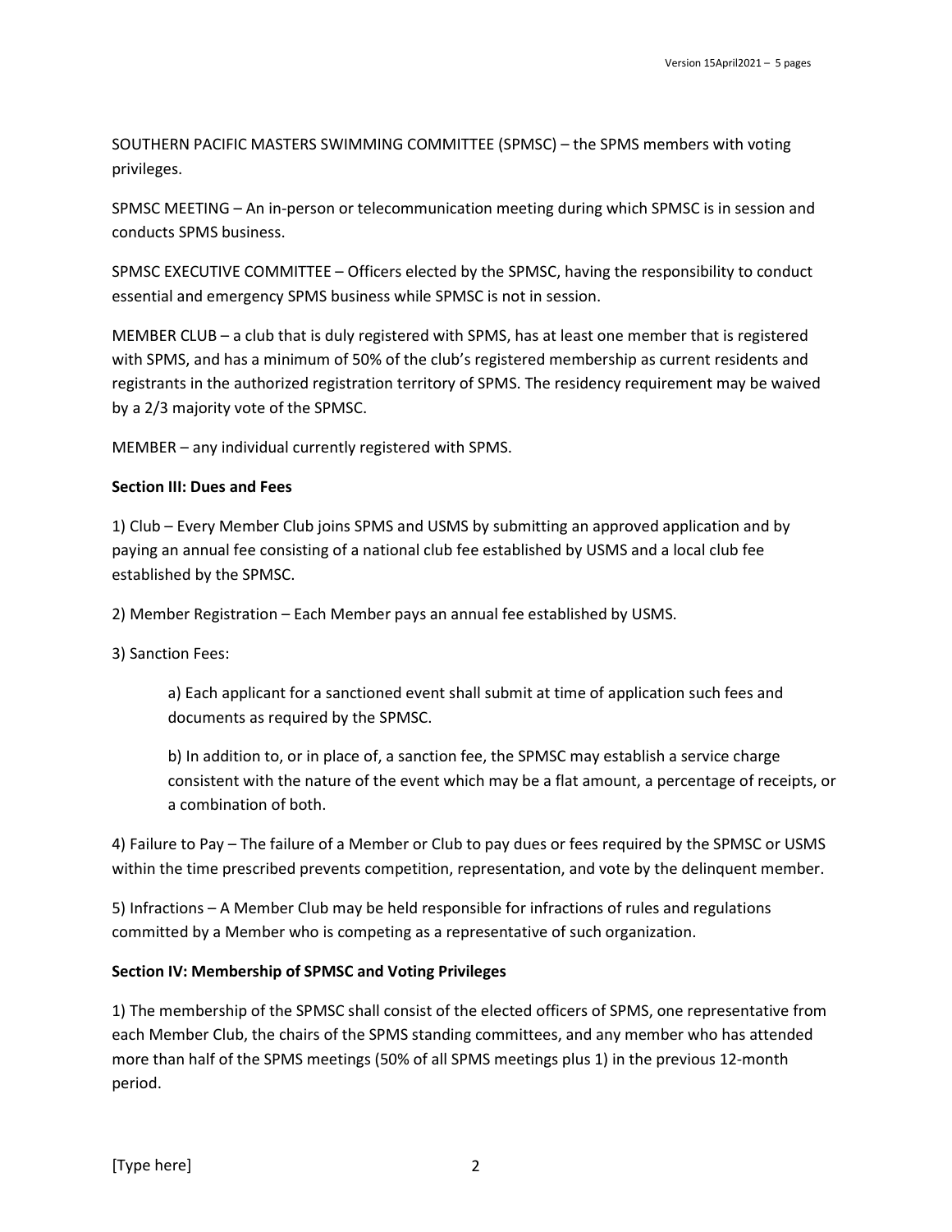SOUTHERN PACIFIC MASTERS SWIMMING COMMITTEE (SPMSC) – the SPMS members with voting privileges.

SPMSC MEETING – An in-person or telecommunication meeting during which SPMSC is in session and conducts SPMS business.

SPMSC EXECUTIVE COMMITTEE – Officers elected by the SPMSC, having the responsibility to conduct essential and emergency SPMS business while SPMSC is not in session.

MEMBER CLUB – a club that is duly registered with SPMS, has at least one member that is registered with SPMS, and has a minimum of 50% of the club's registered membership as current residents and registrants in the authorized registration territory of SPMS. The residency requirement may be waived by a 2/3 majority vote of the SPMSC.

MEMBER – any individual currently registered with SPMS.

**Section III: Dues and Fees**

1) Club – Every Member Club joins SPMS and USMS by submitting an approved application and by paying an annual fee consisting of a national club fee established by USMS and a local club fee established by the SPMSC.

2) Member Registration – Each Member pays an annual fee established by USMS.

3) Sanction Fees:

> a) Each applicant for a sanctioned event shall submit at time of application such fees and documents as required by the SPMSC.
>
> b) In addition to, or in place of, a sanction fee, the SPMSC may establish a service charge consistent with the nature of the event which may be a flat amount, a percentage of receipts, or a combination of both.

4) Failure to Pay – The failure of a Member or Club to pay dues or fees required by the SPMSC or USMS within the time prescribed prevents competition, representation, and vote by the delinquent member.

5) Infractions – A Member Club may be held responsible for infractions of rules and regulations committed by a Member who is competing as a representative of such organization.

**Section IV: Membership of SPMSC and Voting Privileges**

1) The membership of the SPMSC shall consist of the elected officers of SPMS, one representative from each Member Club, the chairs of the SPMS standing committees, and any member who has attended more than half of the SPMS meetings (50% of all SPMS meetings plus 1) in the previous 12-month period.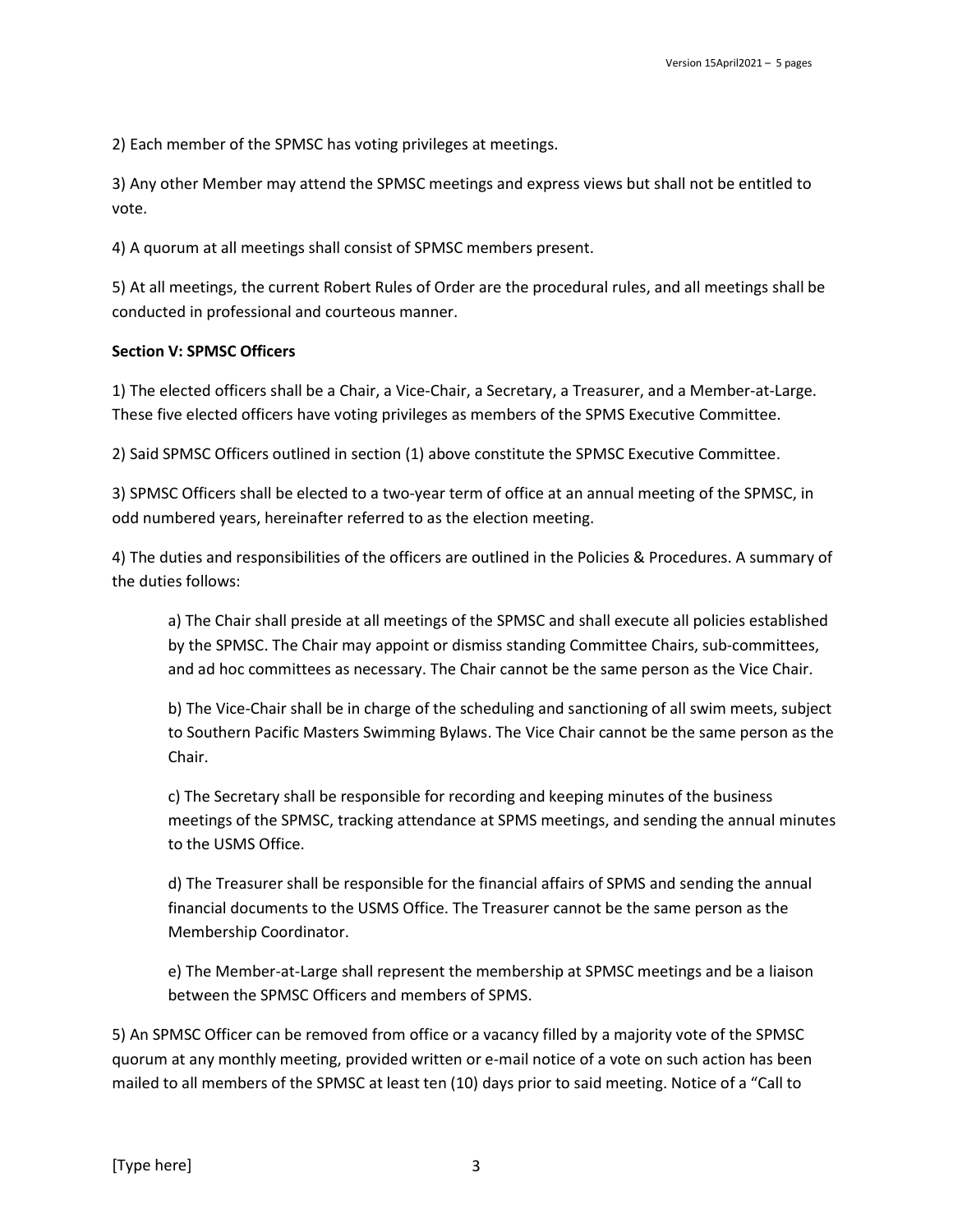2) Each member of the SPMSC has voting privileges at meetings.

3) Any other Member may attend the SPMSC meetings and express views but shall not be entitled to vote.

4) A quorum at all meetings shall consist of SPMSC members present.

5) At all meetings, the current Robert Rules of Order are the procedural rules, and all meetings shall be conducted in professional and courteous manner.

**Section V: SPMSC Officers**

1) The elected officers shall be a Chair, a Vice-Chair, a Secretary, a Treasurer, and a Member-at-Large. These five elected officers have voting privileges as members of the SPMS Executive Committee.

2) Said SPMSC Officers outlined in section (1) above constitute the SPMSC Executive Committee.

3) SPMSC Officers shall be elected to a two-year term of office at an annual meeting of the SPMSC, in odd numbered years, hereinafter referred to as the election meeting.

4) The duties and responsibilities of the officers are outlined in the Policies & Procedures. A summary of the duties follows:

> a) The Chair shall preside at all meetings of the SPMSC and shall execute all policies established by the SPMSC. The Chair may appoint or dismiss standing Committee Chairs, sub-committees, and ad hoc committees as necessary. The Chair cannot be the same person as the Vice Chair.
>
> b) The Vice-Chair shall be in charge of the scheduling and sanctioning of all swim meets, subject to Southern Pacific Masters Swimming Bylaws. The Vice Chair cannot be the same person as the Chair.
>
> c) The Secretary shall be responsible for recording and keeping minutes of the business meetings of the SPMSC, tracking attendance at SPMS meetings, and sending the annual minutes to the USMS Office.
>
> d) The Treasurer shall be responsible for the financial affairs of SPMS and sending the annual financial documents to the USMS Office. The Treasurer cannot be the same person as the Membership Coordinator.
>
> e) The Member-at-Large shall represent the membership at SPMSC meetings and be a liaison between the SPMSC Officers and members of SPMS.

5) An SPMSC Officer can be removed from office or a vacancy filled by a majority vote of the SPMSC quorum at any monthly meeting, provided written or e-mail notice of a vote on such action has been mailed to all members of the SPMSC at least ten (10) days prior to said meeting. Notice of a "Call to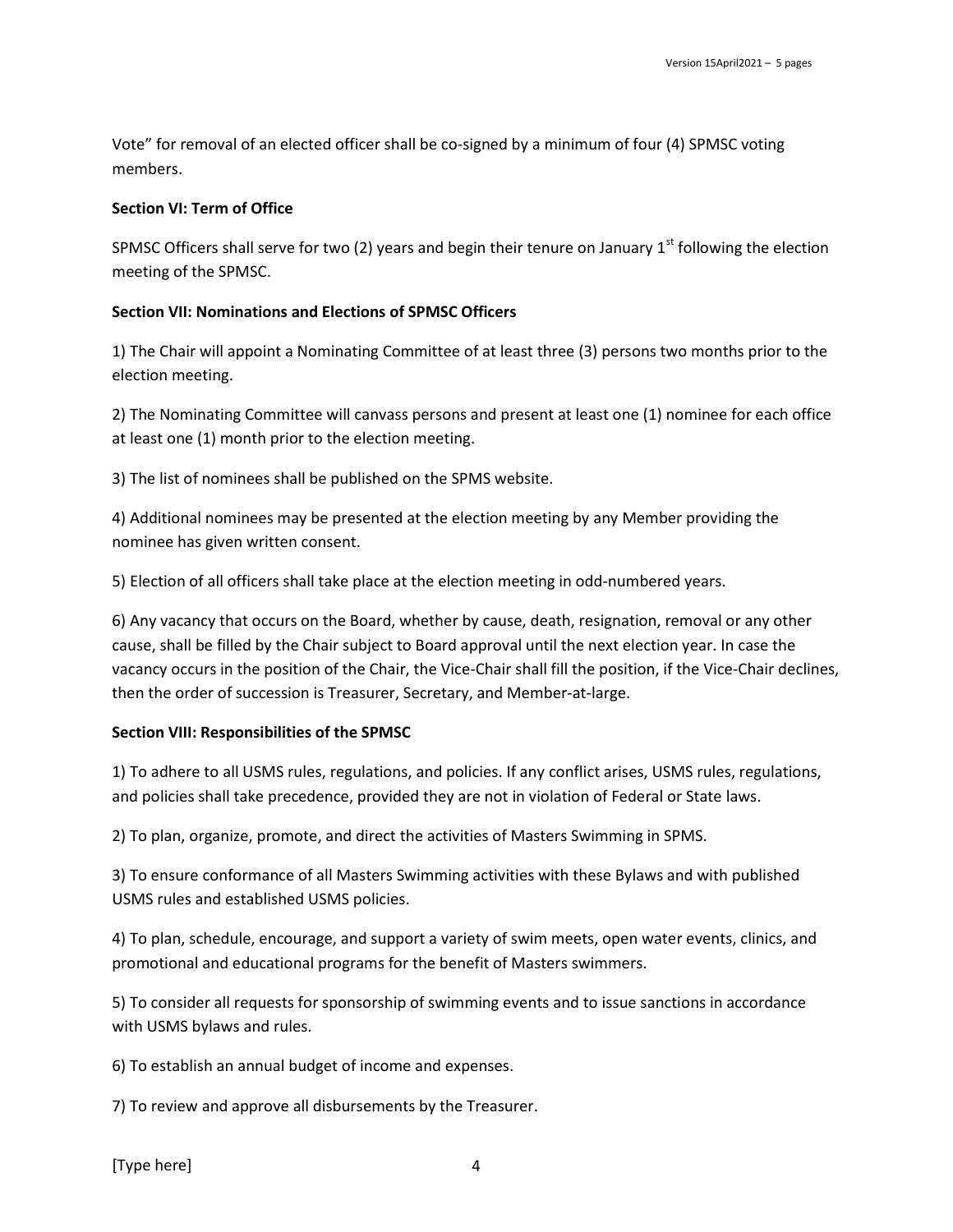Vote” for removal of an elected officer shall be co-signed by a minimum of four (4) SPMSC voting members.

**Section VI: Term of Office**

SPMSC Officers shall serve for two (2) years and begin their tenure on January 1st following the election meeting of the SPMSC.

**Section VII: Nominations and Elections of SPMSC Officers**

1) The Chair will appoint a Nominating Committee of at least three (3) persons two months prior to the election meeting.

2) The Nominating Committee will canvass persons and present at least one (1) nominee for each office at least one (1) month prior to the election meeting.

3) The list of nominees shall be published on the SPMS website.

4) Additional nominees may be presented at the election meeting by any Member providing the nominee has given written consent.

5) Election of all officers shall take place at the election meeting in odd-numbered years.

6) Any vacancy that occurs on the Board, whether by cause, death, resignation, removal or any other cause, shall be filled by the Chair subject to Board approval until the next election year. In case the vacancy occurs in the position of the Chair, the Vice-Chair shall fill the position, if the Vice-Chair declines, then the order of succession is Treasurer, Secretary, and Member-at-large.

**Section VIII: Responsibilities of the SPMSC**

1) To adhere to all USMS rules, regulations, and policies. If any conflict arises, USMS rules, regulations, and policies shall take precedence, provided they are not in violation of Federal or State laws.

2) To plan, organize, promote, and direct the activities of Masters Swimming in SPMS.

3) To ensure conformance of all Masters Swimming activities with these Bylaws and with published USMS rules and established USMS policies.

4) To plan, schedule, encourage, and support a variety of swim meets, open water events, clinics, and promotional and educational programs for the benefit of Masters swimmers.

5) To consider all requests for sponsorship of swimming events and to issue sanctions in accordance with USMS bylaws and rules.

6) To establish an annual budget of income and expenses.

7) To review and approve all disbursements by the Treasurer.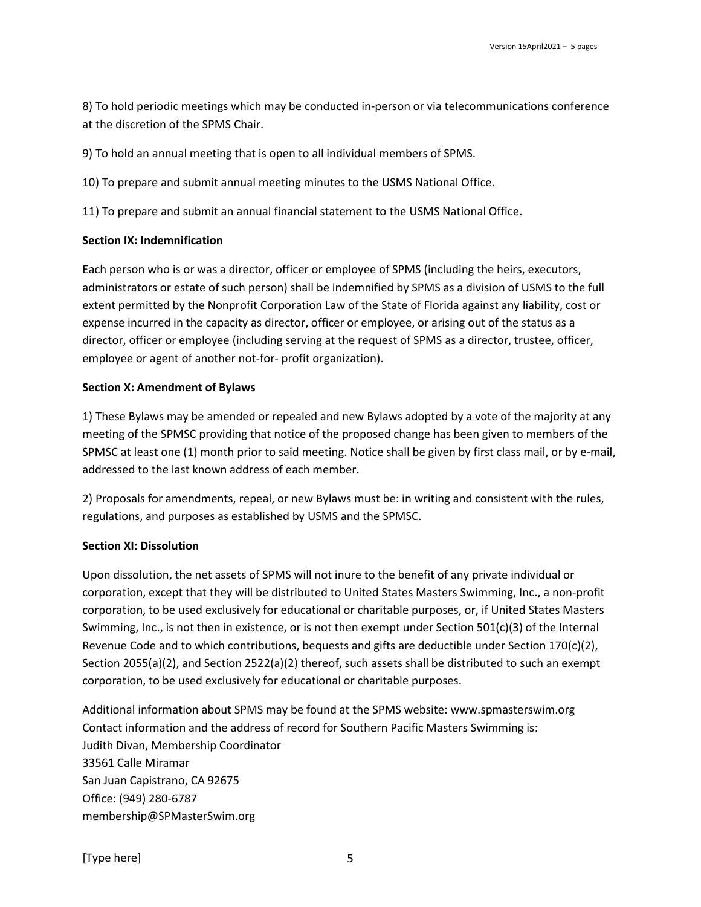8) To hold periodic meetings which may be conducted in-person or via telecommunications conference at the discretion of the SPMS Chair.

9) To hold an annual meeting that is open to all individual members of SPMS.

10) To prepare and submit annual meeting minutes to the USMS National Office.

11) To prepare and submit an annual financial statement to the USMS National Office.

**Section IX: Indemnification**

Each person who is or was a director, officer or employee of SPMS (including the heirs, executors, administrators or estate of such person) shall be indemnified by SPMS as a division of USMS to the full extent permitted by the Nonprofit Corporation Law of the State of Florida against any liability, cost or expense incurred in the capacity as director, officer or employee, or arising out of the status as a director, officer or employee (including serving at the request of SPMS as a director, trustee, officer, employee or agent of another not-for- profit organization).

**Section X: Amendment of Bylaws**

1) These Bylaws may be amended or repealed and new Bylaws adopted by a vote of the majority at any meeting of the SPMSC providing that notice of the proposed change has been given to members of the SPMSC at least one (1) month prior to said meeting. Notice shall be given by first class mail, or by e-mail, addressed to the last known address of each member.

2) Proposals for amendments, repeal, or new Bylaws must be: in writing and consistent with the rules, regulations, and purposes as established by USMS and the SPMSC.

**Section XI: Dissolution**

Upon dissolution, the net assets of SPMS will not inure to the benefit of any private individual or corporation, except that they will be distributed to United States Masters Swimming, Inc., a non-profit corporation, to be used exclusively for educational or charitable purposes, or, if United States Masters Swimming, Inc., is not then in existence, or is not then exempt under Section 501(c)(3) of the Internal Revenue Code and to which contributions, bequests and gifts are deductible under Section 170(c)(2), Section 2055(a)(2), and Section 2522(a)(2) thereof, such assets shall be distributed to such an exempt corporation, to be used exclusively for educational or charitable purposes.

Additional information about SPMS may be found at the SPMS website: www.spmasterswim.org
Contact information and the address of record for Southern Pacific Masters Swimming is:
Judith Divan, Membership Coordinator
33561 Calle Miramar
San Juan Capistrano, CA 92675
Office: (949) 280-6787
membership@SPMasterSwim.org